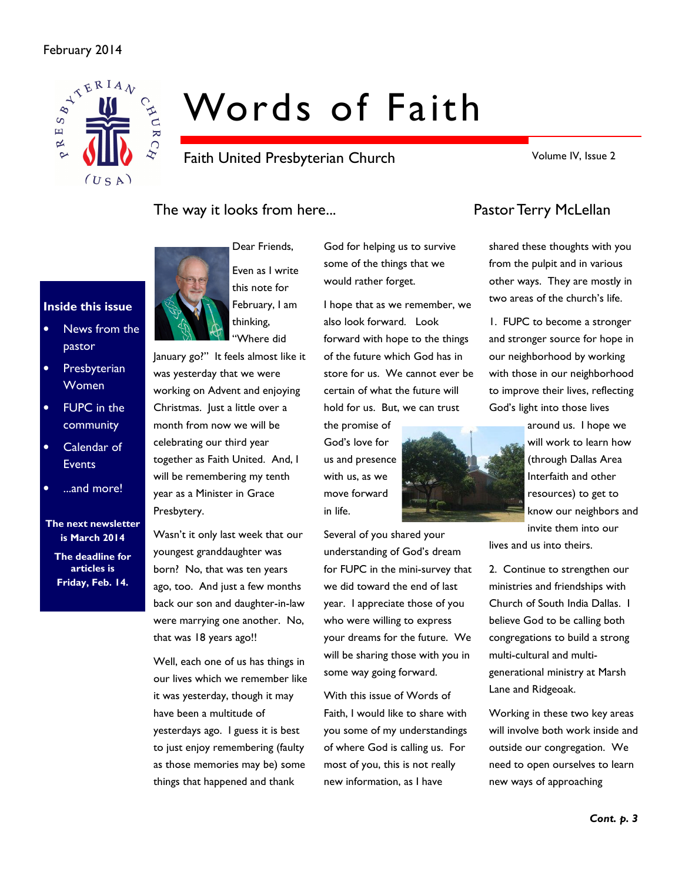February 2014

# Words of Faith

Faith United Presbyterian Church

Volume IV, Issue 2

**Inside this issue**

- News from the pastor
- Presbyterian Women
- FUPC in the community
- Calendar of Events
- ...and more!

**The next newsletter is March 2014**

**The deadline for articles is Friday, Feb. 14.**

## The way it looks from here...

### Pastor Terry McLellan

Dear Friends,

Even as I write this note for February, I am thinking, "Where did January go?" It feels almost like it was yesterday that we were working on Advent and enjoying Christmas. Just a little over a month from now we will be celebrating our third year together as Faith United. And, I will be remembering my tenth year as a Minister in Grace Presbytery.

Wasn't it only last week that our youngest granddaughter was born? No, that was ten years ago, too. And just a few months back our son and daughter-in-law were marrying one another. No, that was 18 years ago!!

Well, each one of us has things in our lives which we remember like it was yesterday, though it may have been a multitude of yesterdays ago. I guess it is best to just enjoy remembering (faulty as those memories may be) some things that happened and thank God for helping us to survive some of the things that we would rather forget.

I hope that as we remember, we also look forward. Look forward with hope to the things of the future which God has in store for us. We cannot ever be certain of what the future will hold for us. But, we can trust the promise of God's love for us and presence with us, as we move forward in life.

Several of you shared your understanding of God's dream for FUPC in the mini-survey that we did toward the end of last year. I appreciate those of you who were willing to express your dreams for the future. We will be sharing those with you in some way going forward.

With this issue of Words of Faith, I would like to share with you some of my understandings of where God is calling us. For most of you, this is not really new information, as I have shared these thoughts with you from the pulpit and in various other ways. They are mostly in two areas of the church's life.

1. FUPC to become a stronger and stronger source for hope in our neighborhood by working with those in our neighborhood to improve their lives, reflecting God's light into those lives around us. I hope we will work to learn how (through Dallas Area Interfaith and other resources) to get to know our neighbors and invite them into our lives and us into theirs.

2. Continue to strengthen our ministries and friendships with Church of South India Dallas. I believe God to be calling both congregations to build a strong multi-cultural and multi-generational ministry at Marsh Lane and Ridgeoak.

Working in these two key areas will involve both work inside and outside our congregation. We need to open ourselves to learn new ways of approaching

***Cont. p. 3***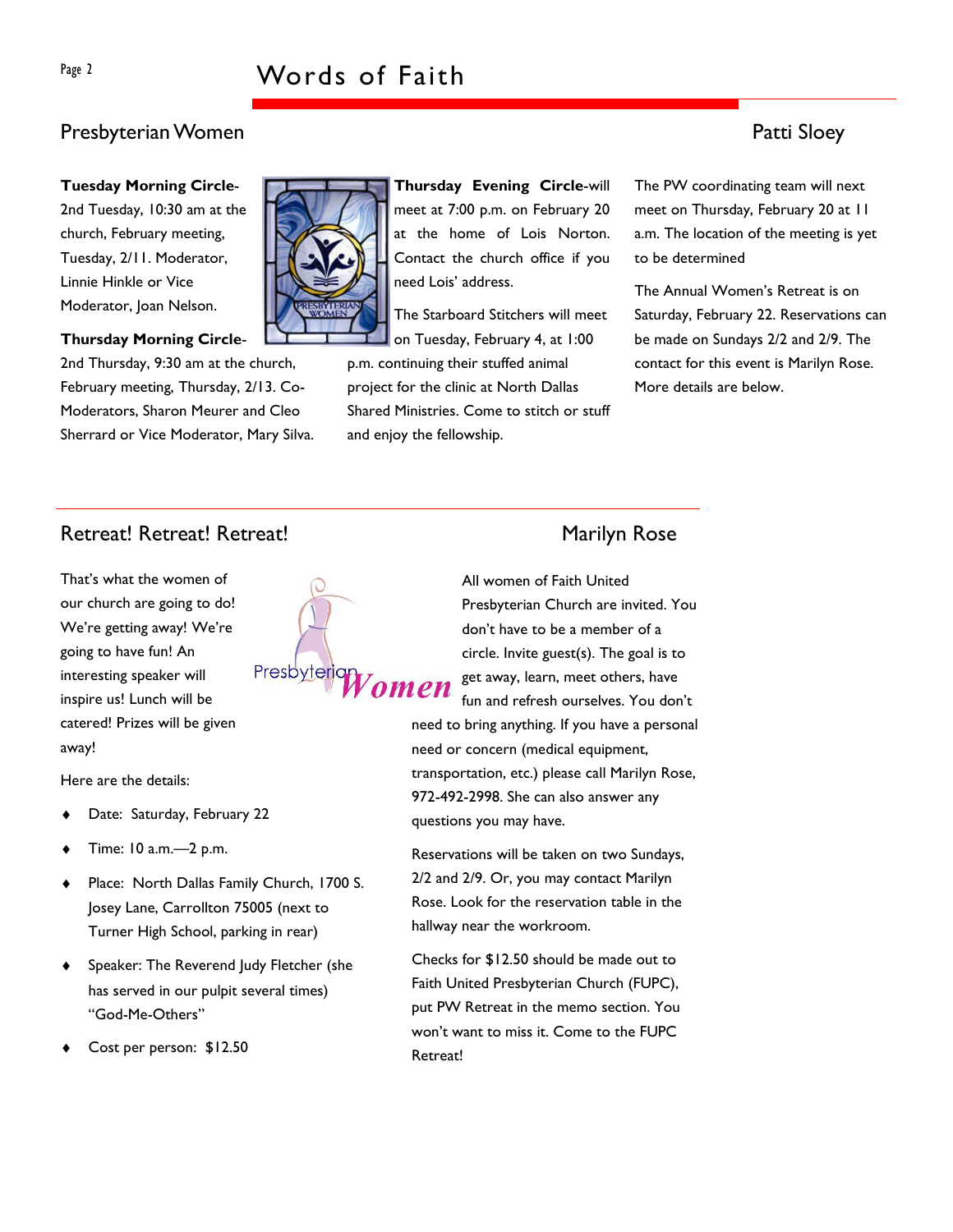## Presbyterian Women

Patti Sloey

**Tuesday Morning Circle**-2nd Tuesday, 10:30 am at the church, February meeting, Tuesday, 2/11. Moderator, Linnie Hinkle or Vice Moderator, Joan Nelson.

**Thursday Morning Circle**-2nd Thursday, 9:30 am at the church, February meeting, Thursday, 2/13. Co-Moderators, Sharon Meurer and Cleo Sherrard or Vice Moderator, Mary Silva.

**Thursday Evening Circle**-will meet at 7:00 p.m. on February 20 at the home of Lois Norton. Contact the church office if you need Lois' address.

The Starboard Stitchers will meet on Tuesday, February 4, at 1:00 p.m. continuing their stuffed animal project for the clinic at North Dallas Shared Ministries. Come to stitch or stuff and enjoy the fellowship.

The PW coordinating team will next meet on Thursday, February 20 at 11 a.m. The location of the meeting is yet to be determined

The Annual Women's Retreat is on Saturday, February 22. Reservations can be made on Sundays 2/2 and 2/9. The contact for this event is Marilyn Rose. More details are below.

## Retreat! Retreat! Retreat!

Marilyn Rose

That's what the women of our church are going to do! We're getting away! We're going to have fun! An interesting speaker will inspire us! Lunch will be catered! Prizes will be given away!

Here are the details:

- Date: Saturday, February 22
- Time: 10 a.m.—2 p.m.
- Place: North Dallas Family Church, 1700 S. Josey Lane, Carrollton 75005 (next to Turner High School, parking in rear)
- Speaker: The Reverend Judy Fletcher (she has served in our pulpit several times) "God-Me-Others"
- Cost per person: $12.50

All women of Faith United Presbyterian Church are invited. You don't have to be a member of a circle. Invite guest(s). The goal is to get away, learn, meet others, have fun and refresh ourselves. You don't need to bring anything. If you have a personal need or concern (medical equipment, transportation, etc.) please call Marilyn Rose, 972-492-2998. She can also answer any questions you may have.

Reservations will be taken on two Sundays, 2/2 and 2/9. Or, you may contact Marilyn Rose. Look for the reservation table in the hallway near the workroom.

Checks for $12.50 should be made out to Faith United Presbyterian Church (FUPC), put PW Retreat in the memo section. You won't want to miss it. Come to the FUPC Retreat!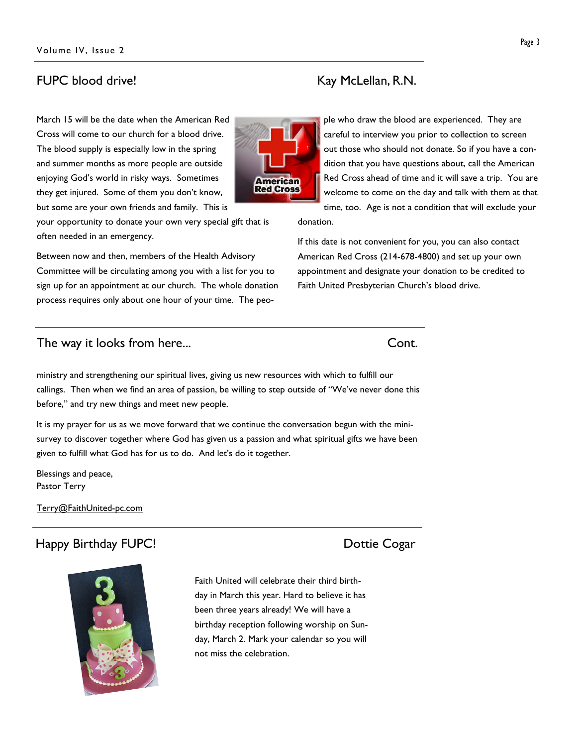## FUPC blood drive!

### Kay McLellan, R.N.

March 15 will be the date when the American Red Cross will come to our church for a blood drive. The blood supply is especially low in the spring and summer months as more people are outside enjoying God's world in risky ways. Sometimes they get injured. Some of them you don't know, but some are your own friends and family. This is your opportunity to donate your own very special gift that is often needed in an emergency.

Between now and then, members of the Health Advisory Committee will be circulating among you with a list for you to sign up for an appointment at our church. The whole donation process requires only about one hour of your time. The people who draw the blood are experienced. They are careful to interview you prior to collection to screen out those who should not donate. So if you have a condition that you have questions about, call the American Red Cross ahead of time and it will save a trip. You are welcome to come on the day and talk with them at that time, too. Age is not a condition that will exclude your donation.

If this date is not convenient for you, you can also contact American Red Cross (214-678-4800) and set up your own appointment and designate your donation to be credited to Faith United Presbyterian Church's blood drive.

## The way it looks from here... Cont.

ministry and strengthening our spiritual lives, giving us new resources with which to fulfill our callings. Then when we find an area of passion, be willing to step outside of "We've never done this before," and try new things and meet new people.

It is my prayer for us as we move forward that we continue the conversation begun with the mini-survey to discover together where God has given us a passion and what spiritual gifts we have been given to fulfill what God has for us to do. And let's do it together.

Blessings and peace,
Pastor Terry

Terry@FaithUnited-pc.com

## Happy Birthday FUPC!

### Dottie Cogar

Faith United will celebrate their third birthday in March this year. Hard to believe it has been three years already! We will have a birthday reception following worship on Sunday, March 2. Mark your calendar so you will not miss the celebration.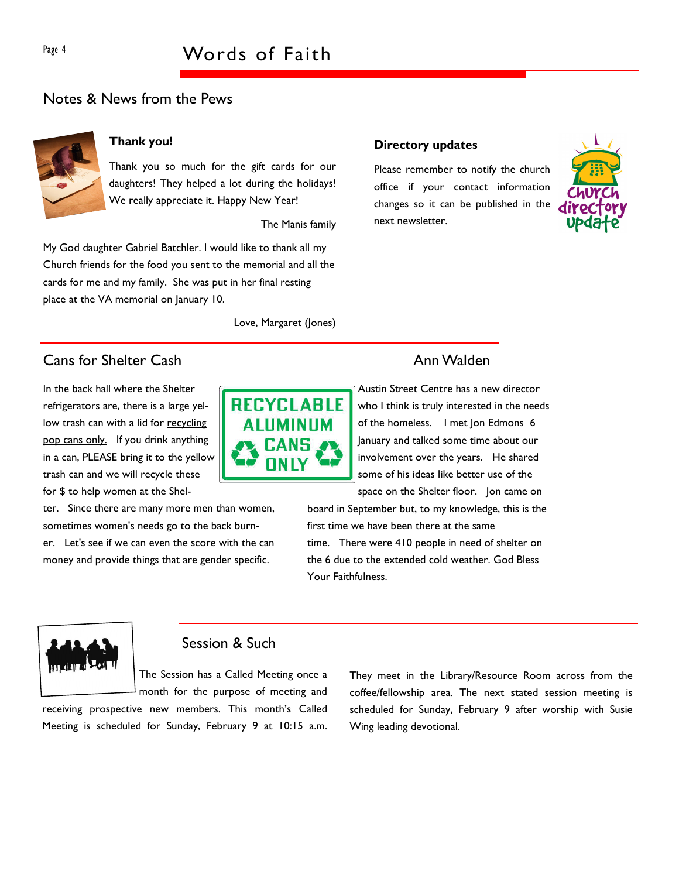## Notes & News from the Pews

**Thank you!**

Thank you so much for the gift cards for our daughters! They helped a lot during the holidays! We really appreciate it. Happy New Year!

The Manis family

My God daughter Gabriel Batchler. I would like to thank all my Church friends for the food you sent to the memorial and all the cards for me and my family. She was put in her final resting place at the VA memorial on January 10.

Love, Margaret (Jones)

**Directory updates**

Please remember to notify the church office if your contact information changes so it can be published in the next newsletter.

## Cans for Shelter Cash

In the back hall where the Shelter refrigerators are, there is a large yellow trash can with a lid for recycling pop cans only. If you drink anything in a can, PLEASE bring it to the yellow trash can and we will recycle these for $ to help women at the Shelter. Since there are many more men than women, sometimes women's needs go to the back burner. Let's see if we can even the score with the can money and provide things that are gender specific.

## Ann Walden

Austin Street Centre has a new director who I think is truly interested in the needs of the homeless. I met Jon Edmons 6 January and talked some time about our involvement over the years. He shared some of his ideas like better use of the space on the Shelter floor. Jon came on board in September but, to my knowledge, this is the first time we have been there at the same time. There were 410 people in need of shelter on the 6 due to the extended cold weather. God Bless Your Faithfulness.

## Session & Such

The Session has a Called Meeting once a month for the purpose of meeting and receiving prospective new members. This month's Called Meeting is scheduled for Sunday, February 9 at 10:15 a.m. They meet in the Library/Resource Room across from the coffee/fellowship area. The next stated session meeting is scheduled for Sunday, February 9 after worship with Susie Wing leading devotional.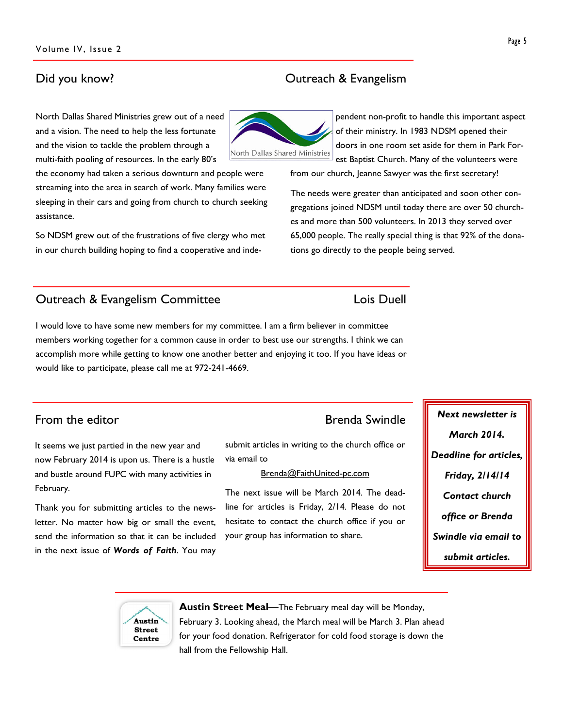## Did you know?

## Outreach & Evangelism

North Dallas Shared Ministries grew out of a need and a vision. The need to help the less fortunate and the vision to tackle the problem through a multi-faith pooling of resources. In the early 80's the economy had taken a serious downturn and people were streaming into the area in search of work. Many families were sleeping in their cars and going from church to church seeking assistance.

So NDSM grew out of the frustrations of five clergy who met in our church building hoping to find a cooperative and independent non-profit to handle this important aspect of their ministry. In 1983 NDSM opened their doors in one room set aside for them in Park Forest Baptist Church. Many of the volunteers were from our church, Jeanne Sawyer was the first secretary!

The needs were greater than anticipated and soon other congregations joined NDSM until today there are over 50 churches and more than 500 volunteers. In 2013 they served over 65,000 people. The really special thing is that 92% of the donations go directly to the people being served.

## Outreach & Evangelism Committee — Lois Duell

I would love to have some new members for my committee. I am a firm believer in committee members working together for a common cause in order to best use our strengths. I think we can accomplish more while getting to know one another better and enjoying it too. If you have ideas or would like to participate, please call me at 972-241-4669.

## From the editor — Brenda Swindle

It seems we just partied in the new year and now February 2014 is upon us. There is a hustle and bustle around FUPC with many activities in February.

Thank you for submitting articles to the newsletter. No matter how big or small the event, send the information so that it can be included in the next issue of ***Words of Faith***. You may submit articles in writing to the church office or via email to

Brenda@FaithUnited-pc.com

The next issue will be March 2014. The deadline for articles is Friday, 2/14. Please do not hesitate to contact the church office if you or your group has information to share.

***Next newsletter is March 2014. Deadline for articles, Friday, 2/14/14 Contact church office or Brenda Swindle via email to submit articles.***

**Austin Street Meal**—The February meal day will be Monday, February 3. Looking ahead, the March meal will be March 3. Plan ahead for your food donation. Refrigerator for cold food storage is down the hall from the Fellowship Hall.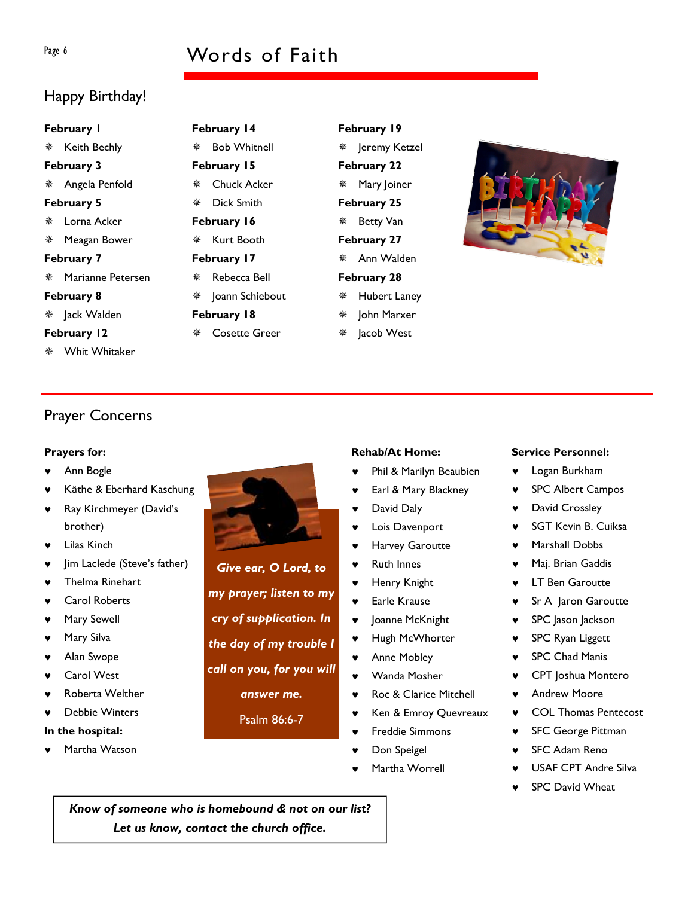## Happy Birthday!

**February 1**
- Keith Bechly

**February 3**
- Angela Penfold

**February 5**
- Lorna Acker
- Meagan Bower

**February 7**
- Marianne Petersen

**February 8**
- Jack Walden

**February 12**
- Whit Whitaker

**February 14**
- Bob Whitnell

**February 15**
- Chuck Acker
- Dick Smith

**February 16**
- Kurt Booth

**February 17**
- Rebecca Bell
- Joann Schiebout

**February 18**
- Cosette Greer

**February 19**
- Jeremy Ketzel

**February 22**
- Mary Joiner

**February 25**
- Betty Van

**February 27**
- Ann Walden

**February 28**
- Hubert Laney
- John Marxer
- Jacob West

## Prayer Concerns

**Prayers for:**
- Ann Bogle
- Käthe & Eberhard Kaschung
- Ray Kirchmeyer (David's brother)
- Lilas Kinch
- Jim Laclede (Steve's father)
- Thelma Rinehart
- Carol Roberts
- Mary Sewell
- Mary Silva
- Alan Swope
- Carol West
- Roberta Welther
- Debbie Winters

**In the hospital:**
- Martha Watson

***Give ear, O Lord, to my prayer; listen to my cry of supplication. In the day of my trouble I call on you, for you will answer me.***

Psalm 86:6-7

**Rehab/At Home:**
- Phil & Marilyn Beaubien
- Earl & Mary Blackney
- David Daly
- Lois Davenport
- Harvey Garoutte
- Ruth Innes
- Henry Knight
- Earle Krause
- Joanne McKnight
- Hugh McWhorter
- Anne Mobley
- Wanda Mosher
- Roc & Clarice Mitchell
- Ken & Emroy Quevreaux
- Freddie Simmons
- Don Speigel
- Martha Worrell

**Service Personnel:**
- Logan Burkham
- SPC Albert Campos
- David Crossley
- SGT Kevin B. Cuiksa
- Marshall Dobbs
- Maj. Brian Gaddis
- LT Ben Garoutte
- Sr A Jaron Garoutte
- SPC Jason Jackson
- SPC Ryan Liggett
- SPC Chad Manis
- CPT Joshua Montero
- Andrew Moore
- COL Thomas Pentecost
- SFC George Pittman
- SFC Adam Reno
- USAF CPT Andre Silva
- SPC David Wheat

***Know of someone who is homebound & not on our list? Let us know, contact the church office.***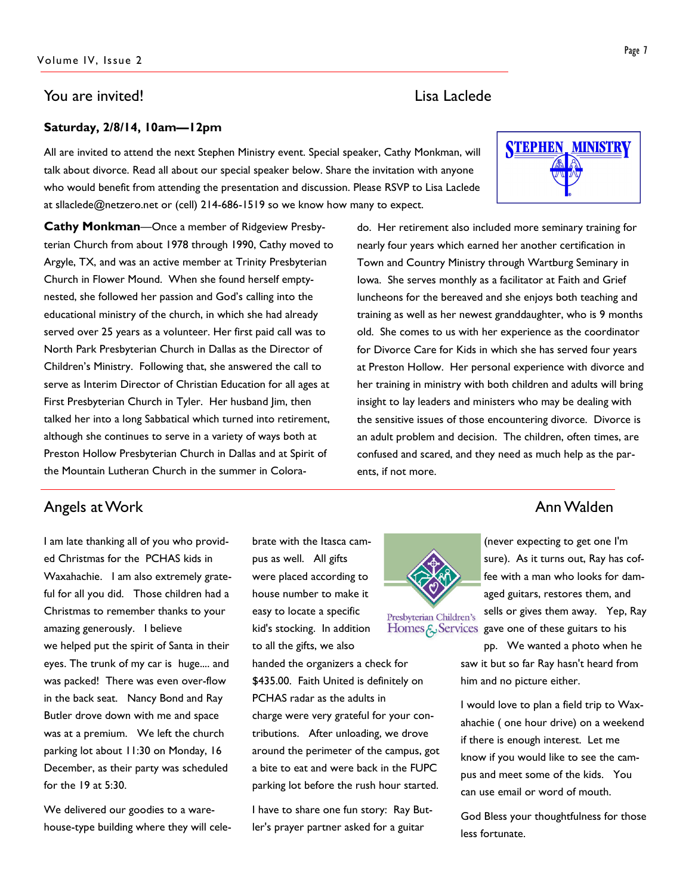## You are invited!

Lisa Laclede

**Saturday, 2/8/14, 10am—12pm**

All are invited to attend the next Stephen Ministry event. Special speaker, Cathy Monkman, will talk about divorce. Read all about our special speaker below. Share the invitation with anyone who would benefit from attending the presentation and discussion. Please RSVP to Lisa Laclede at sllaclede@netzero.net or (cell) 214-686-1519 so we know how many to expect.

**Cathy Monkman**—Once a member of Ridgeview Presbyterian Church from about 1978 through 1990, Cathy moved to Argyle, TX, and was an active member at Trinity Presbyterian Church in Flower Mound. When she found herself empty-nested, she followed her passion and God's calling into the educational ministry of the church, in which she had already served over 25 years as a volunteer. Her first paid call was to North Park Presbyterian Church in Dallas as the Director of Children's Ministry. Following that, she answered the call to serve as Interim Director of Christian Education for all ages at First Presbyterian Church in Tyler. Her husband Jim, then talked her into a long Sabbatical which turned into retirement, although she continues to serve in a variety of ways both at Preston Hollow Presbyterian Church in Dallas and at Spirit of the Mountain Lutheran Church in the summer in Colorado. Her retirement also included more seminary training for nearly four years which earned her another certification in Town and Country Ministry through Wartburg Seminary in Iowa. She serves monthly as a facilitator at Faith and Grief luncheons for the bereaved and she enjoys both teaching and training as well as her newest granddaughter, who is 9 months old. She comes to us with her experience as the coordinator for Divorce Care for Kids in which she has served four years at Preston Hollow. Her personal experience with divorce and her training in ministry with both children and adults will bring insight to lay leaders and ministers who may be dealing with the sensitive issues of those encountering divorce. Divorce is an adult problem and decision. The children, often times, are confused and scared, and they need as much help as the parents, if not more.

## Angels at Work

Ann Walden

I am late thanking all of you who provided Christmas for the PCHAS kids in Waxahachie. I am also extremely grateful for all you did. Those children had a Christmas to remember thanks to your amazing generously. I believe we helped put the spirit of Santa in their eyes. The trunk of my car is huge.... and was packed! There was even over-flow in the back seat. Nancy Bond and Ray Butler drove down with me and space was at a premium. We left the church parking lot about 11:30 on Monday, 16 December, as their party was scheduled for the 19 at 5:30.

We delivered our goodies to a warehouse-type building where they will celebrate with the Itasca campus as well. All gifts were placed according to house number to make it easy to locate a specific kid's stocking. In addition to all the gifts, we also handed the organizers a check for $435.00. Faith United is definitely on PCHAS radar as the adults in charge were very grateful for your contributions. After unloading, we drove around the perimeter of the campus, got a bite to eat and were back in the FUPC parking lot before the rush hour started.

I have to share one fun story: Ray Butler's prayer partner asked for a guitar (never expecting to get one I'm sure). As it turns out, Ray has coffee with a man who looks for damaged guitars, restores them, and sells or gives them away. Yep, Ray gave one of these guitars to his pp. We wanted a photo when he saw it but so far Ray hasn't heard from him and no picture either.

I would love to plan a field trip to Waxahachie ( one hour drive) on a weekend if there is enough interest. Let me know if you would like to see the campus and meet some of the kids. You can use email or word of mouth.

God Bless your thoughtfulness for those less fortunate.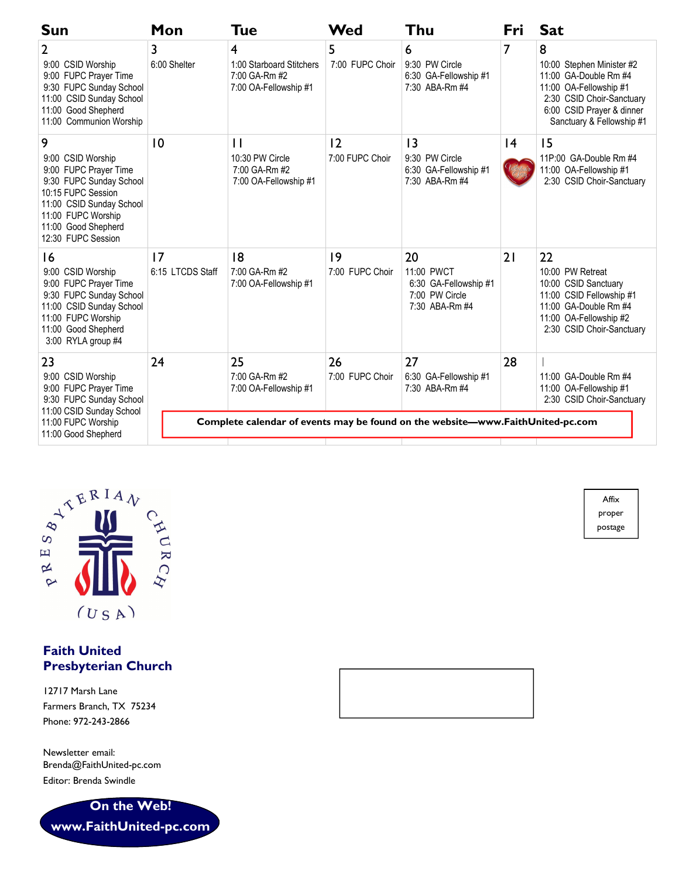| Sun | Mon | Tue | Wed | Thu | Fri | Sat |
|---|---|---|---|---|---|---|
| 2<br>9:00 CSID Worship<br>9:00 FUPC Prayer Time<br>9:30 FUPC Sunday School<br>11:00 CSID Sunday School<br>11:00 Good Shepherd<br>11:00 Communion Worship | 3<br>6:00 Shelter | 4<br>1:00 Starboard Stitchers<br>7:00 GA-Rm #2<br>7:00 OA-Fellowship #1 | 5<br>7:00 FUPC Choir | 6<br>9:30 PW Circle<br>6:30 GA-Fellowship #1<br>7:30 ABA-Rm #4 | 7 | 8<br>10:00 Stephen Minister #2<br>11:00 GA-Double Rm #4<br>11:00 OA-Fellowship #1<br>2:30 CSID Choir-Sanctuary<br>6:00 CSID Prayer & dinner Sanctuary & Fellowship #1 |
| 9<br>9:00 CSID Worship<br>9:00 FUPC Prayer Time<br>9:30 FUPC Sunday School<br>10:15 FUPC Session<br>11:00 CSID Sunday School<br>11:00 FUPC Worship<br>11:00 Good Shepherd<br>12:30 FUPC Session | 10 | 11<br>10:30 PW Circle<br>7:00 GA-Rm #2<br>7:00 OA-Fellowship #1 | 12<br>7:00 FUPC Choir | 13<br>9:30 PW Circle<br>6:30 GA-Fellowship #1<br>7:30 ABA-Rm #4 | 14 | 15<br>11P:00 GA-Double Rm #4<br>11:00 OA-Fellowship #1<br>2:30 CSID Choir-Sanctuary |
| 16<br>9:00 CSID Worship<br>9:00 FUPC Prayer Time<br>9:30 FUPC Sunday School<br>11:00 CSID Sunday School<br>11:00 FUPC Worship<br>11:00 Good Shepherd<br>3:00 RYLA group #4 | 17<br>6:15 LTCDS Staff | 18<br>7:00 GA-Rm #2<br>7:00 OA-Fellowship #1 | 19<br>7:00 FUPC Choir | 20<br>11:00 PWCT<br>6:30 GA-Fellowship #1<br>7:00 PW Circle<br>7:30 ABA-Rm #4 | 21 | 22<br>10:00 PW Retreat<br>10:00 CSID Sanctuary<br>11:00 CSID Fellowship #1<br>11:00 GA-Double Rm #4<br>11:00 OA-Fellowship #2<br>2:30 CSID Choir-Sanctuary |
| 23<br>9:00 CSID Worship<br>9:00 FUPC Prayer Time<br>9:30 FUPC Sunday School<br>11:00 CSID Sunday School<br>11:00 FUPC Worship<br>11:00 Good Shepherd | 24 | 25<br>7:00 GA-Rm #2<br>7:00 OA-Fellowship #1 | 26<br>7:00 FUPC Choir | 27<br>6:30 GA-Fellowship #1<br>7:30 ABA-Rm #4 | 28 | 1<br>11:00 GA-Double Rm #4<br>11:00 OA-Fellowship #1<br>2:30 CSID Choir-Sanctuary |

**Complete calendar of events may be found on the website—www.FaithUnited-pc.com**

PRESBYTERIAN CHURCH (USA)

Affix proper postage

**Faith United Presbyterian Church**

12717 Marsh Lane
Farmers Branch, TX 75234
Phone: 972-243-2866

Newsletter email:
Brenda@FaithUnited-pc.com
Editor: Brenda Swindle

**On the Web!**
**www.FaithUnited-pc.com**